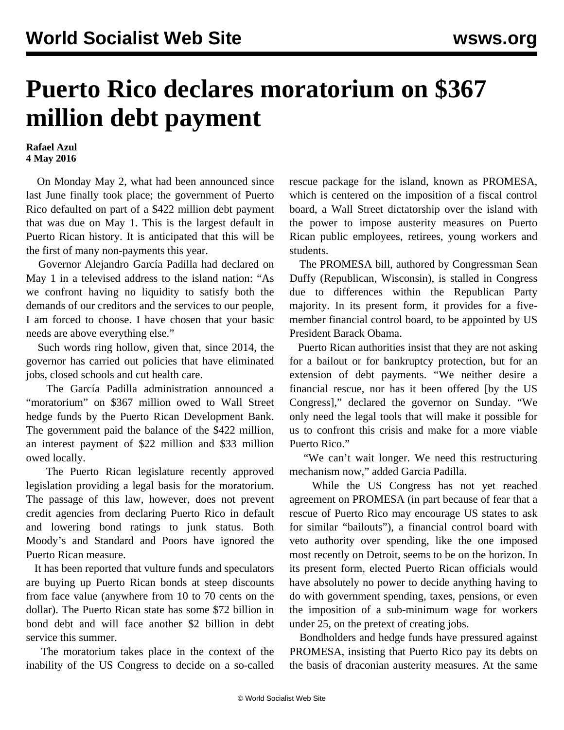# Puerto Rico declares moratorium on $367 million debt payment

**Rafael Azul**
**4 May 2016**

On Monday May 2, what had been announced since last June finally took place; the government of Puerto Rico defaulted on part of a $422 million debt payment that was due on May 1. This is the largest default in Puerto Rican history. It is anticipated that this will be the first of many non-payments this year.

Governor Alejandro García Padilla had declared on May 1 in a televised address to the island nation: "As we confront having no liquidity to satisfy both the demands of our creditors and the services to our people, I am forced to choose. I have chosen that your basic needs are above everything else."

Such words ring hollow, given that, since 2014, the governor has carried out policies that have eliminated jobs, closed schools and cut health care.

The García Padilla administration announced a "moratorium" on $367 million owed to Wall Street hedge funds by the Puerto Rican Development Bank. The government paid the balance of the $422 million, an interest payment of $22 million and $33 million owed locally.

The Puerto Rican legislature recently approved legislation providing a legal basis for the moratorium. The passage of this law, however, does not prevent credit agencies from declaring Puerto Rico in default and lowering bond ratings to junk status. Both Moody's and Standard and Poors have ignored the Puerto Rican measure.

It has been reported that vulture funds and speculators are buying up Puerto Rican bonds at steep discounts from face value (anywhere from 10 to 70 cents on the dollar). The Puerto Rican state has some $72 billion in bond debt and will face another $2 billion in debt service this summer.

The moratorium takes place in the context of the inability of the US Congress to decide on a so-called rescue package for the island, known as PROMESA, which is centered on the imposition of a fiscal control board, a Wall Street dictatorship over the island with the power to impose austerity measures on Puerto Rican public employees, retirees, young workers and students.

The PROMESA bill, authored by Congressman Sean Duffy (Republican, Wisconsin), is stalled in Congress due to differences within the Republican Party majority. In its present form, it provides for a five-member financial control board, to be appointed by US President Barack Obama.

Puerto Rican authorities insist that they are not asking for a bailout or for bankruptcy protection, but for an extension of debt payments. "We neither desire a financial rescue, nor has it been offered [by the US Congress]," declared the governor on Sunday. "We only need the legal tools that will make it possible for us to confront this crisis and make for a more viable Puerto Rico."

"We can't wait longer. We need this restructuring mechanism now," added Garcia Padilla.

While the US Congress has not yet reached agreement on PROMESA (in part because of fear that a rescue of Puerto Rico may encourage US states to ask for similar "bailouts"), a financial control board with veto authority over spending, like the one imposed most recently on Detroit, seems to be on the horizon. In its present form, elected Puerto Rican officials would have absolutely no power to decide anything having to do with government spending, taxes, pensions, or even the imposition of a sub-minimum wage for workers under 25, on the pretext of creating jobs.

Bondholders and hedge funds have pressured against PROMESA, insisting that Puerto Rico pay its debts on the basis of draconian austerity measures. At the same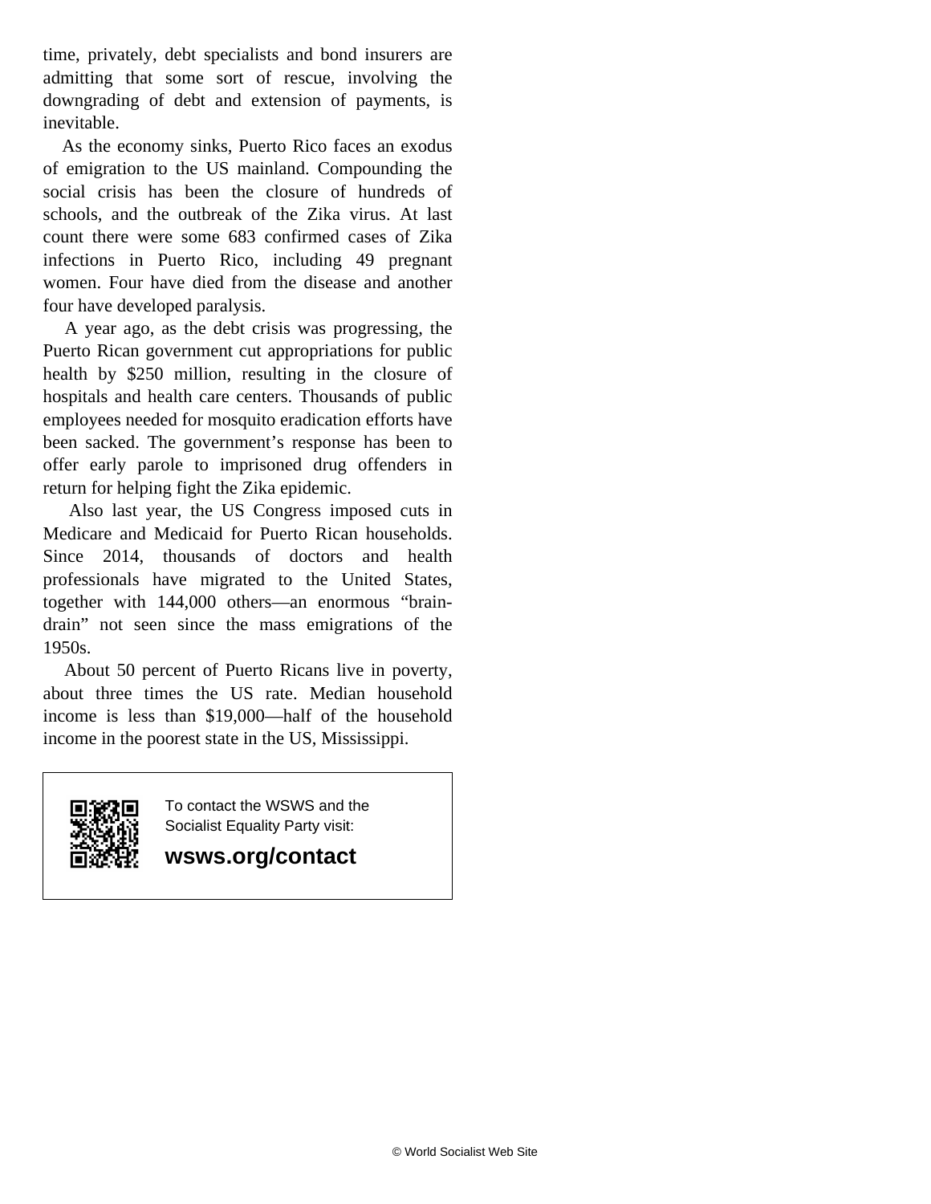time, privately, debt specialists and bond insurers are admitting that some sort of rescue, involving the downgrading of debt and extension of payments, is inevitable.

As the economy sinks, Puerto Rico faces an exodus of emigration to the US mainland. Compounding the social crisis has been the closure of hundreds of schools, and the outbreak of the Zika virus. At last count there were some 683 confirmed cases of Zika infections in Puerto Rico, including 49 pregnant women. Four have died from the disease and another four have developed paralysis.

A year ago, as the debt crisis was progressing, the Puerto Rican government cut appropriations for public health by $250 million, resulting in the closure of hospitals and health care centers. Thousands of public employees needed for mosquito eradication efforts have been sacked. The government's response has been to offer early parole to imprisoned drug offenders in return for helping fight the Zika epidemic.

Also last year, the US Congress imposed cuts in Medicare and Medicaid for Puerto Rican households. Since 2014, thousands of doctors and health professionals have migrated to the United States, together with 144,000 others—an enormous "brain-drain" not seen since the mass emigrations of the 1950s.

About 50 percent of Puerto Ricans live in poverty, about three times the US rate. Median household income is less than $19,000—half of the household income in the poorest state in the US, Mississippi.

To contact the WSWS and the Socialist Equality Party visit:

**wsws.org/contact**